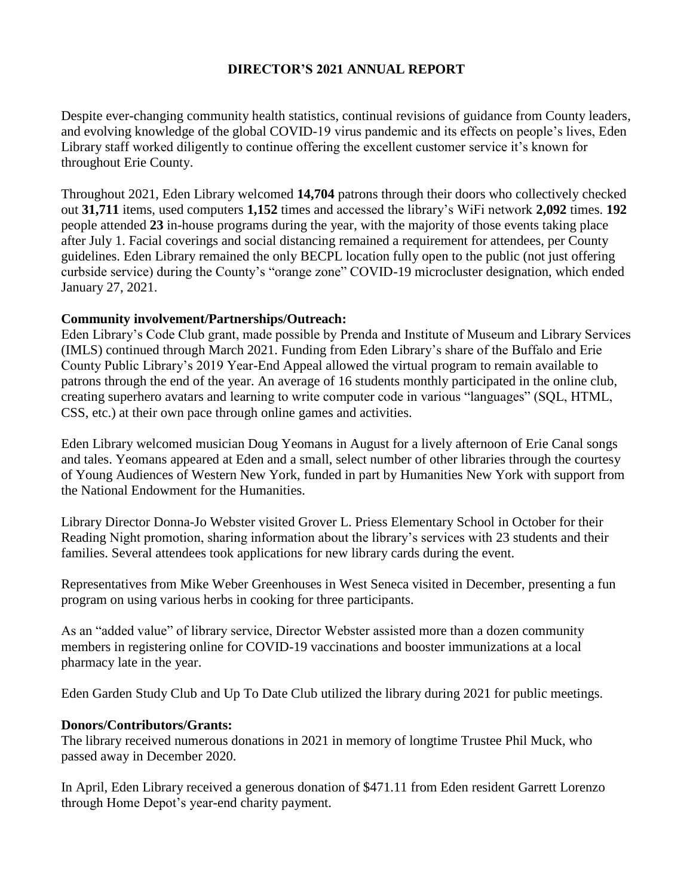# DIRECTOR'S 2021 ANNUAL REPORT

Despite ever-changing community health statistics, continual revisions of guidance from County leaders, and evolving knowledge of the global COVID-19 virus pandemic and its effects on people's lives, Eden Library staff worked diligently to continue offering the excellent customer service it's known for throughout Erie County.

Throughout 2021, Eden Library welcomed **14,704** patrons through their doors who collectively checked out **31,711** items, used computers **1,152** times and accessed the library's WiFi network **2,092** times. **192** people attended **23** in-house programs during the year, with the majority of those events taking place after July 1. Facial coverings and social distancing remained a requirement for attendees, per County guidelines. Eden Library remained the only BECPL location fully open to the public (not just offering curbside service) during the County's "orange zone" COVID-19 microcluster designation, which ended January 27, 2021.

**Community involvement/Partnerships/Outreach:**

Eden Library's Code Club grant, made possible by Prenda and Institute of Museum and Library Services (IMLS) continued through March 2021. Funding from Eden Library's share of the Buffalo and Erie County Public Library's 2019 Year-End Appeal allowed the virtual program to remain available to patrons through the end of the year. An average of 16 students monthly participated in the online club, creating superhero avatars and learning to write computer code in various "languages" (SQL, HTML, CSS, etc.) at their own pace through online games and activities.

Eden Library welcomed musician Doug Yeomans in August for a lively afternoon of Erie Canal songs and tales. Yeomans appeared at Eden and a small, select number of other libraries through the courtesy of Young Audiences of Western New York, funded in part by Humanities New York with support from the National Endowment for the Humanities.

Library Director Donna-Jo Webster visited Grover L. Priess Elementary School in October for their Reading Night promotion, sharing information about the library's services with 23 students and their families. Several attendees took applications for new library cards during the event.

Representatives from Mike Weber Greenhouses in West Seneca visited in December, presenting a fun program on using various herbs in cooking for three participants.

As an "added value" of library service, Director Webster assisted more than a dozen community members in registering online for COVID-19 vaccinations and booster immunizations at a local pharmacy late in the year.

Eden Garden Study Club and Up To Date Club utilized the library during 2021 for public meetings.

**Donors/Contributors/Grants:**

The library received numerous donations in 2021 in memory of longtime Trustee Phil Muck, who passed away in December 2020.

In April, Eden Library received a generous donation of $471.11 from Eden resident Garrett Lorenzo through Home Depot's year-end charity payment.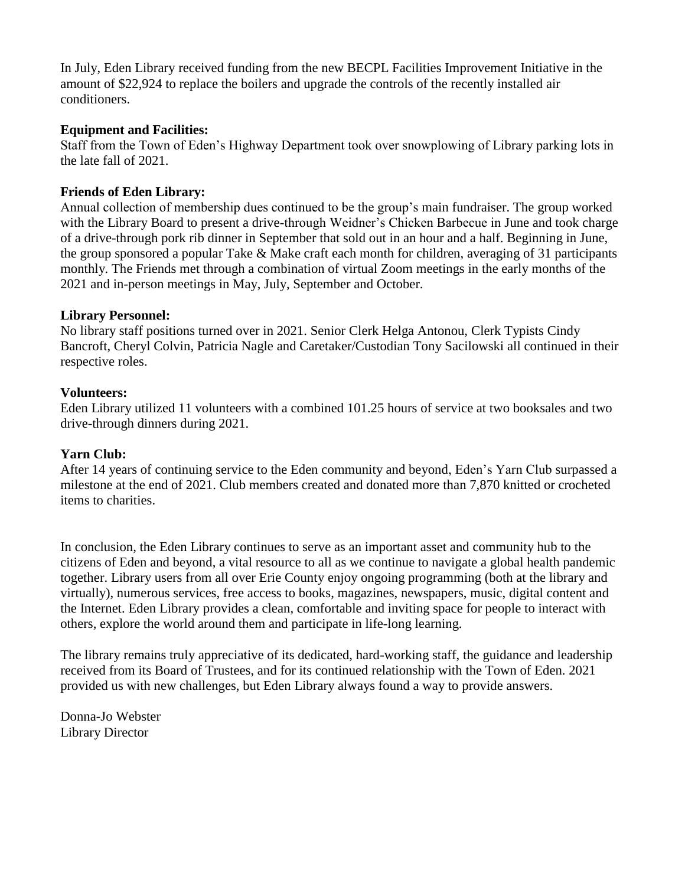In July, Eden Library received funding from the new BECPL Facilities Improvement Initiative in the amount of $22,924 to replace the boilers and upgrade the controls of the recently installed air conditioners.

**Equipment and Facilities:**
Staff from the Town of Eden's Highway Department took over snowplowing of Library parking lots in the late fall of 2021.

**Friends of Eden Library:**
Annual collection of membership dues continued to be the group's main fundraiser. The group worked with the Library Board to present a drive-through Weidner's Chicken Barbecue in June and took charge of a drive-through pork rib dinner in September that sold out in an hour and a half. Beginning in June, the group sponsored a popular Take & Make craft each month for children, averaging of 31 participants monthly. The Friends met through a combination of virtual Zoom meetings in the early months of the 2021 and in-person meetings in May, July, September and October.

**Library Personnel:**
No library staff positions turned over in 2021. Senior Clerk Helga Antonou, Clerk Typists Cindy Bancroft, Cheryl Colvin, Patricia Nagle and Caretaker/Custodian Tony Sacilowski all continued in their respective roles.

**Volunteers:**
Eden Library utilized 11 volunteers with a combined 101.25 hours of service at two booksales and two drive-through dinners during 2021.

**Yarn Club:**
After 14 years of continuing service to the Eden community and beyond, Eden's Yarn Club surpassed a milestone at the end of 2021. Club members created and donated more than 7,870 knitted or crocheted items to charities.

In conclusion, the Eden Library continues to serve as an important asset and community hub to the citizens of Eden and beyond, a vital resource to all as we continue to navigate a global health pandemic together. Library users from all over Erie County enjoy ongoing programming (both at the library and virtually), numerous services, free access to books, magazines, newspapers, music, digital content and the Internet. Eden Library provides a clean, comfortable and inviting space for people to interact with others, explore the world around them and participate in life-long learning.

The library remains truly appreciative of its dedicated, hard-working staff, the guidance and leadership received from its Board of Trustees, and for its continued relationship with the Town of Eden. 2021 provided us with new challenges, but Eden Library always found a way to provide answers.

Donna-Jo Webster
Library Director